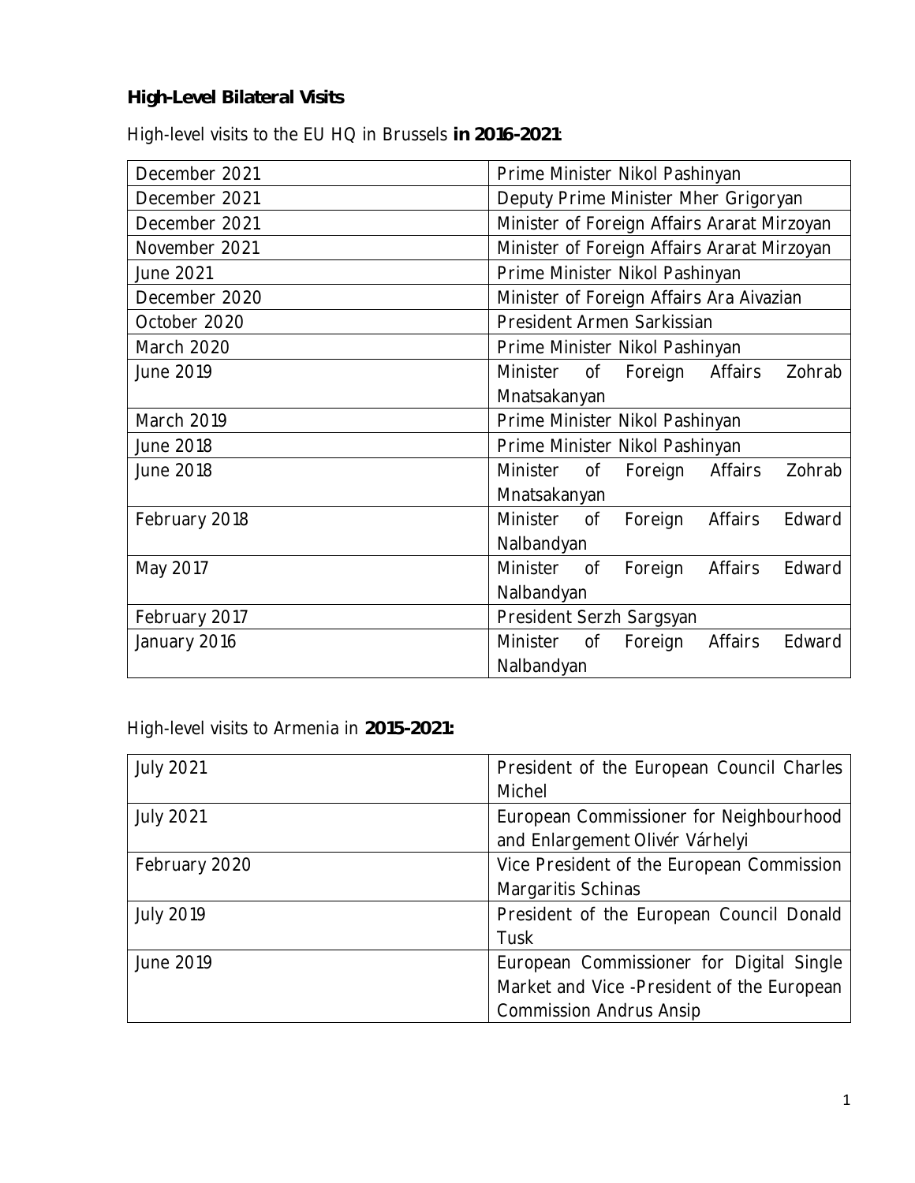**High-Level Bilateral Visits**

High-level visits to the EU HQ in Brussels **in 2016-2021**:

| | |
|---|---|
| December 2021 | Prime Minister Nikol Pashinyan |
| December 2021 | Deputy Prime Minister Mher Grigoryan |
| December 2021 | Minister of Foreign Affairs Ararat Mirzoyan |
| November 2021 | Minister of Foreign Affairs Ararat Mirzoyan |
| June 2021 | Prime Minister Nikol Pashinyan |
| December 2020 | Minister of Foreign Affairs Ara Aivazian |
| October 2020 | President Armen Sarkissian |
| March 2020 | Prime Minister Nikol Pashinyan |
| June 2019 | Minister of Foreign Affairs Zohrab Mnatsakanyan |
| March 2019 | Prime Minister Nikol Pashinyan |
| June 2018 | Prime Minister Nikol Pashinyan |
| June 2018 | Minister of Foreign Affairs Zohrab Mnatsakanyan |
| February 2018 | Minister of Foreign Affairs Edward Nalbandyan |
| May 2017 | Minister of Foreign Affairs Edward Nalbandyan |
| February 2017 | President Serzh Sargsyan |
| January 2016 | Minister of Foreign Affairs Edward Nalbandyan |

High-level visits to Armenia in **2015-2021:**

| | |
|---|---|
| July 2021 | President of the European Council Charles Michel |
| July 2021 | European Commissioner for Neighbourhood and Enlargement Olivér Várhelyi |
| February 2020 | Vice President of the European Commission Margaritis Schinas |
| July 2019 | President of the European Council Donald Tusk |
| June 2019 | European Commissioner for Digital Single Market and Vice -President of the European Commission Andrus Ansip |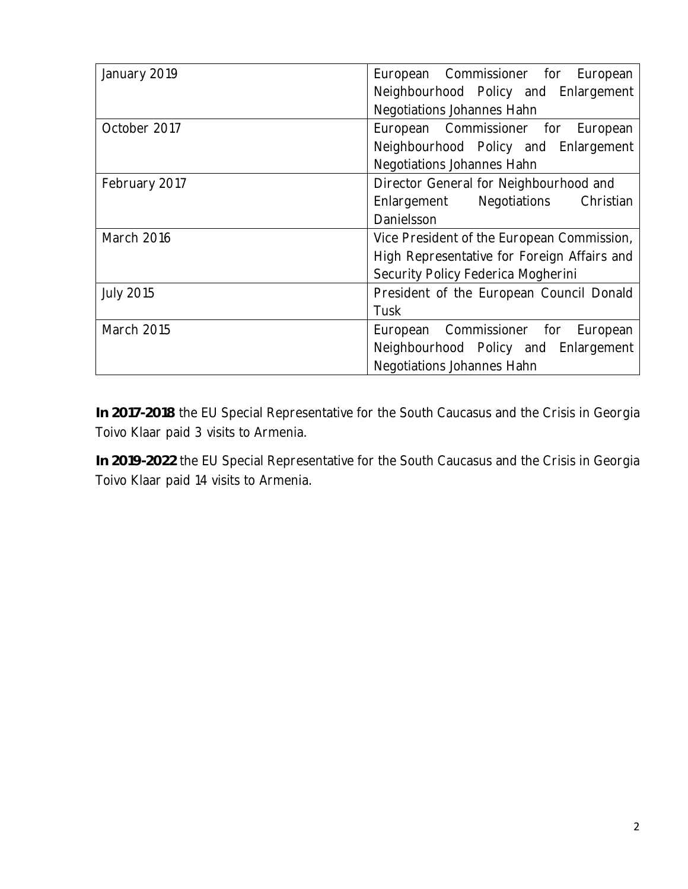| | |
|---|---|
| January 2019 | European Commissioner for European Neighbourhood Policy and Enlargement Negotiations Johannes Hahn |
| October 2017 | European Commissioner for European Neighbourhood Policy and Enlargement Negotiations Johannes Hahn |
| February 2017 | Director General for Neighbourhood and Enlargement Negotiations Christian Danielsson |
| March 2016 | Vice President of the European Commission, High Representative for Foreign Affairs and Security Policy Federica Mogherini |
| July 2015 | President of the European Council Donald Tusk |
| March 2015 | European Commissioner for European Neighbourhood Policy and Enlargement Negotiations Johannes Hahn |

**In 2017-2018** the EU Special Representative for the South Caucasus and the Crisis in Georgia Toivo Klaar paid 3 visits to Armenia.

**In 2019-2022** the EU Special Representative for the South Caucasus and the Crisis in Georgia Toivo Klaar paid 14 visits to Armenia.